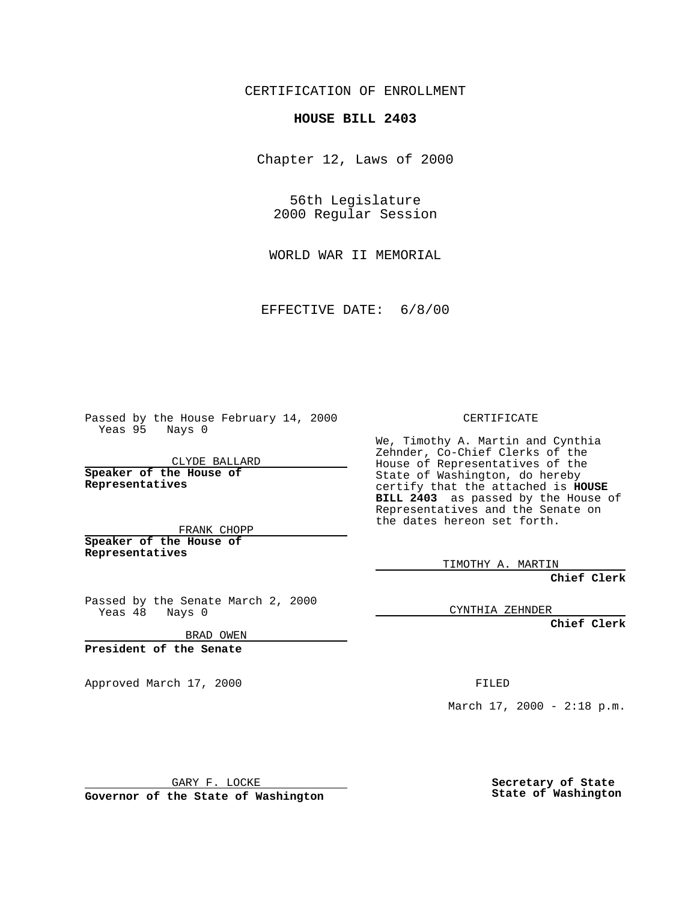CERTIFICATION OF ENROLLMENT

**HOUSE BILL 2403**

Chapter 12, Laws of 2000

56th Legislature
2000 Regular Session

WORLD WAR II MEMORIAL

EFFECTIVE DATE: 6/8/00

Passed by the House February 14, 2000
Yeas 95 Nays 0

CLYDE BALLARD

**Speaker of the House of Representatives**

FRANK CHOPP

**Speaker of the House of Representatives**

Passed by the Senate March 2, 2000
Yeas 48 Nays 0

BRAD OWEN

**President of the Senate**

Approved March 17, 2000

GARY F. LOCKE

**Governor of the State of Washington**

CERTIFICATE

We, Timothy A. Martin and Cynthia Zehnder, Co-Chief Clerks of the House of Representatives of the State of Washington, do hereby certify that the attached is **HOUSE BILL 2403** as passed by the House of Representatives and the Senate on the dates hereon set forth.

TIMOTHY A. MARTIN

**Chief Clerk**

CYNTHIA ZEHNDER

**Chief Clerk**

FILED

March 17, 2000 - 2:18 p.m.

**Secretary of State**
**State of Washington**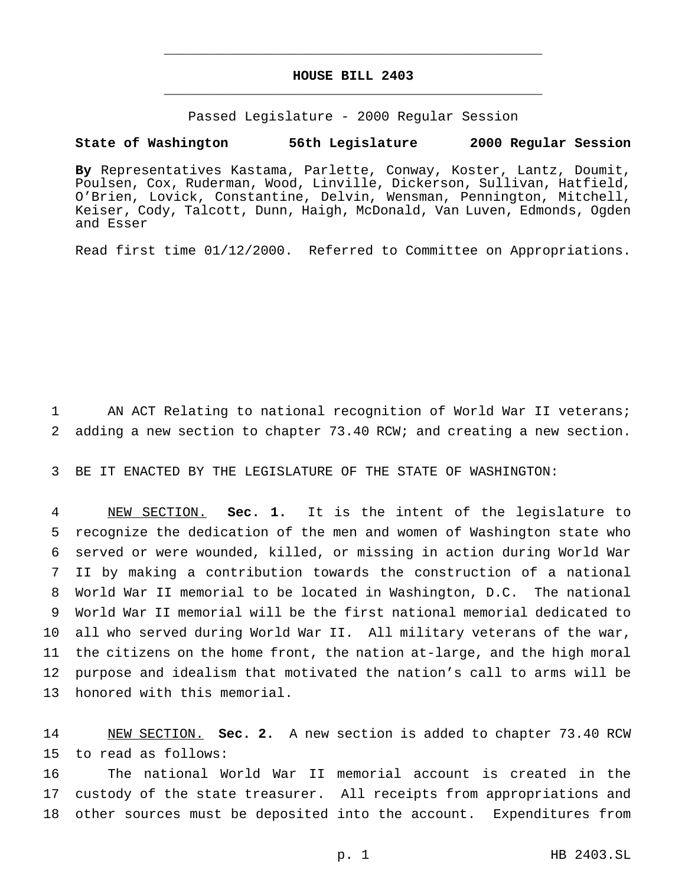# HOUSE BILL 2403

Passed Legislature - 2000 Regular Session

**State of Washington 56th Legislature 2000 Regular Session**

**By** Representatives Kastama, Parlette, Conway, Koster, Lantz, Doumit, Poulsen, Cox, Ruderman, Wood, Linville, Dickerson, Sullivan, Hatfield, O'Brien, Lovick, Constantine, Delvin, Wensman, Pennington, Mitchell, Keiser, Cody, Talcott, Dunn, Haigh, McDonald, Van Luven, Edmonds, Ogden and Esser

Read first time 01/12/2000. Referred to Committee on Appropriations.

1 AN ACT Relating to national recognition of World War II veterans;
2 adding a new section to chapter 73.40 RCW; and creating a new section.

3 BE IT ENACTED BY THE LEGISLATURE OF THE STATE OF WASHINGTON:

4 NEW SECTION. **Sec. 1.** It is the intent of the legislature to
5 recognize the dedication of the men and women of Washington state who
6 served or were wounded, killed, or missing in action during World War
7 II by making a contribution towards the construction of a national
8 World War II memorial to be located in Washington, D.C. The national
9 World War II memorial will be the first national memorial dedicated to
10 all who served during World War II. All military veterans of the war,
11 the citizens on the home front, the nation at-large, and the high moral
12 purpose and idealism that motivated the nation's call to arms will be
13 honored with this memorial.

14 NEW SECTION. **Sec. 2.** A new section is added to chapter 73.40 RCW
15 to read as follows:
16 The national World War II memorial account is created in the
17 custody of the state treasurer. All receipts from appropriations and
18 other sources must be deposited into the account. Expenditures from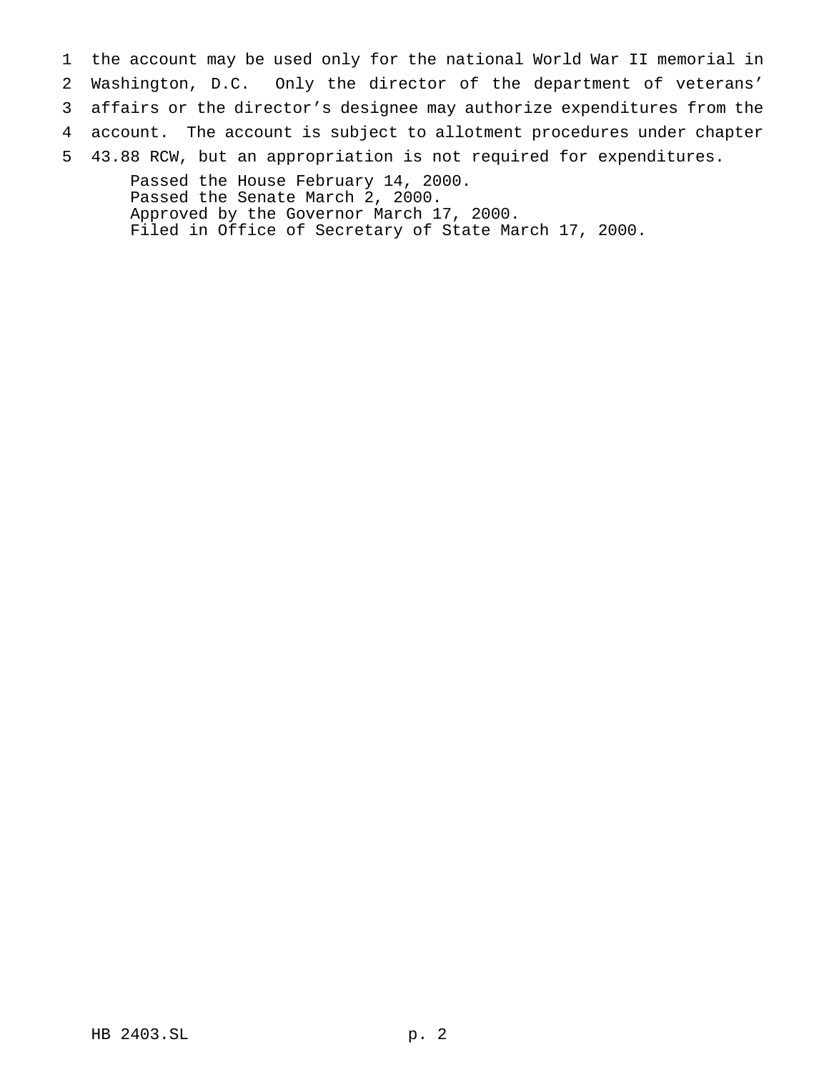the account may be used only for the national World War II memorial in Washington, D.C. Only the director of the department of veterans' affairs or the director's designee may authorize expenditures from the account. The account is subject to allotment procedures under chapter 43.88 RCW, but an appropriation is not required for expenditures.

Passed the House February 14, 2000.
Passed the Senate March 2, 2000.
Approved by the Governor March 17, 2000.
Filed in Office of Secretary of State March 17, 2000.